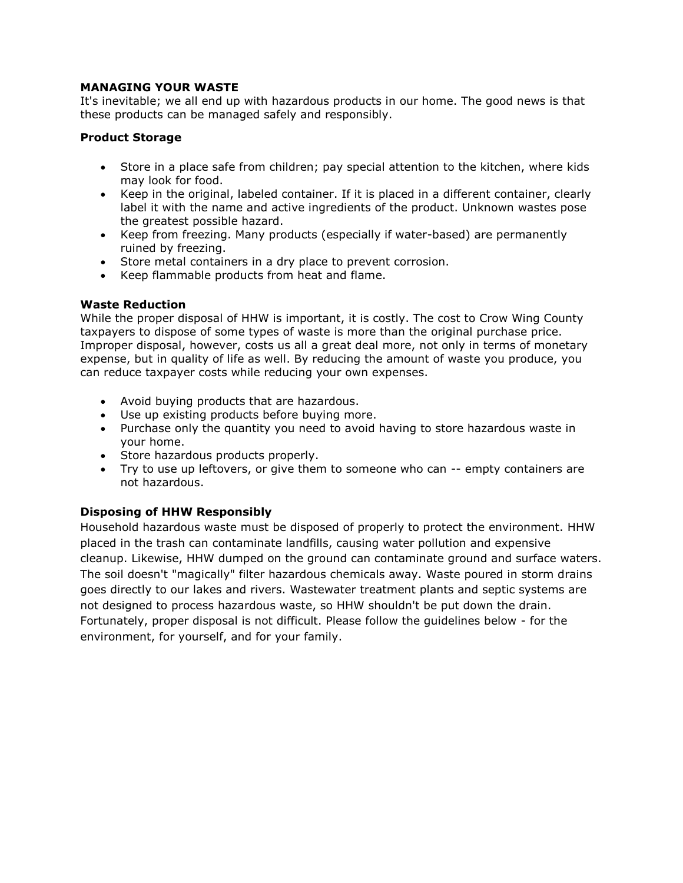**MANAGING YOUR WASTE**

It's inevitable; we all end up with hazardous products in our home. The good news is that these products can be managed safely and responsibly.

**Product Storage**

- Store in a place safe from children; pay special attention to the kitchen, where kids may look for food.
- Keep in the original, labeled container. If it is placed in a different container, clearly label it with the name and active ingredients of the product. Unknown wastes pose the greatest possible hazard.
- Keep from freezing. Many products (especially if water-based) are permanently ruined by freezing.
- Store metal containers in a dry place to prevent corrosion.
- Keep flammable products from heat and flame.

**Waste Reduction**

While the proper disposal of HHW is important, it is costly. The cost to Crow Wing County taxpayers to dispose of some types of waste is more than the original purchase price. Improper disposal, however, costs us all a great deal more, not only in terms of monetary expense, but in quality of life as well. By reducing the amount of waste you produce, you can reduce taxpayer costs while reducing your own expenses.

- Avoid buying products that are hazardous.
- Use up existing products before buying more.
- Purchase only the quantity you need to avoid having to store hazardous waste in your home.
- Store hazardous products properly.
- Try to use up leftovers, or give them to someone who can -- empty containers are not hazardous.

**Disposing of HHW Responsibly**

Household hazardous waste must be disposed of properly to protect the environment. HHW placed in the trash can contaminate landfills, causing water pollution and expensive cleanup. Likewise, HHW dumped on the ground can contaminate ground and surface waters. The soil doesn't "magically" filter hazardous chemicals away. Waste poured in storm drains goes directly to our lakes and rivers. Wastewater treatment plants and septic systems are not designed to process hazardous waste, so HHW shouldn't be put down the drain. Fortunately, proper disposal is not difficult. Please follow the guidelines below - for the environment, for yourself, and for your family.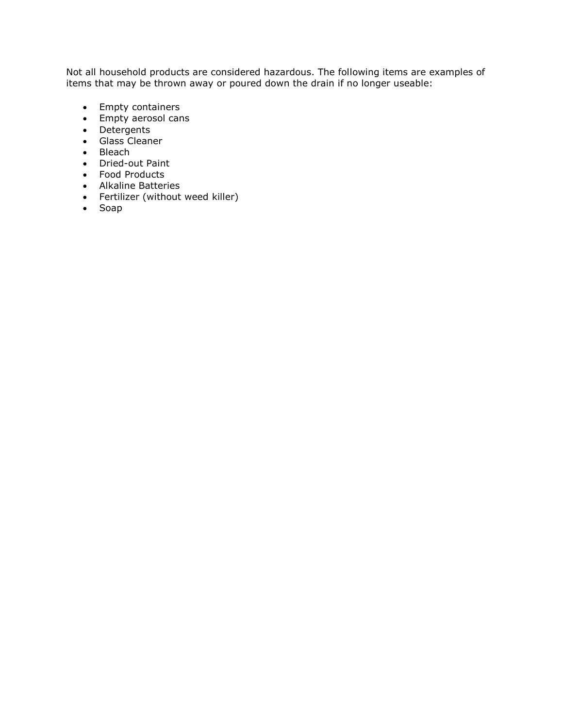Not all household products are considered hazardous. The following items are examples of items that may be thrown away or poured down the drain if no longer useable:

- Empty containers
- Empty aerosol cans
- Detergents
- Glass Cleaner
- Bleach
- Dried-out Paint
- Food Products
- Alkaline Batteries
- Fertilizer (without weed killer)
- Soap